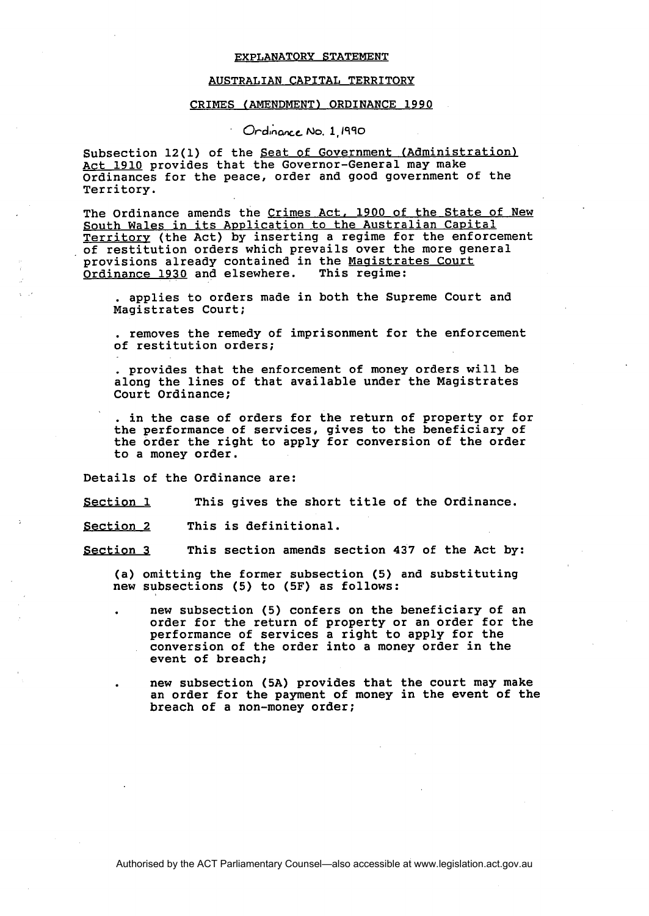# EXPLANATORY STATEMENT

## AUSTRALIAN CAPITAL TERRITORY

## CRIMES (AMENDMENT) ORDINANCE 1990

### Ordinance No. 1, 1990

Subsection 12(1) of the Seat of Government (Administration) Act 1910 provides that the Governor-General may make Ordinances for the peace, order and good government of the Territory.

The Ordinance amends the Crimes Act, 1900 of the State of New South Wales in its Application to the Australian Capital Territory (the Act) by inserting a regime for the enforcement of restitution orders which prevails over the more general provisions already contained in the Magistrates Court Ordinance 1930 and elsewhere. This regime:

- applies to orders made in both the Supreme Court and Magistrates Court;
- removes the remedy of imprisonment for the enforcement of restitution orders;
- provides that the enforcement of money orders will be along the lines of that available under the Magistrates Court Ordinance;
- in the case of orders for the return of property or for the performance of services, gives to the beneficiary of the order the right to apply for conversion of the order to a money order.

Details of the Ordinance are:

Section 1 This gives the short title of the Ordinance.

Section 2 This is definitional.

Section 3 This section amends section 437 of the Act by:

(a) omitting the former subsection (5) and substituting new subsections (5) to (5F) as follows:

- new subsection (5) confers on the beneficiary of an order for the return of property or an order for the performance of services a right to apply for the conversion of the order into a money order in the event of breach;
- new subsection (5A) provides that the court may make an order for the payment of money in the event of the breach of a non-money order;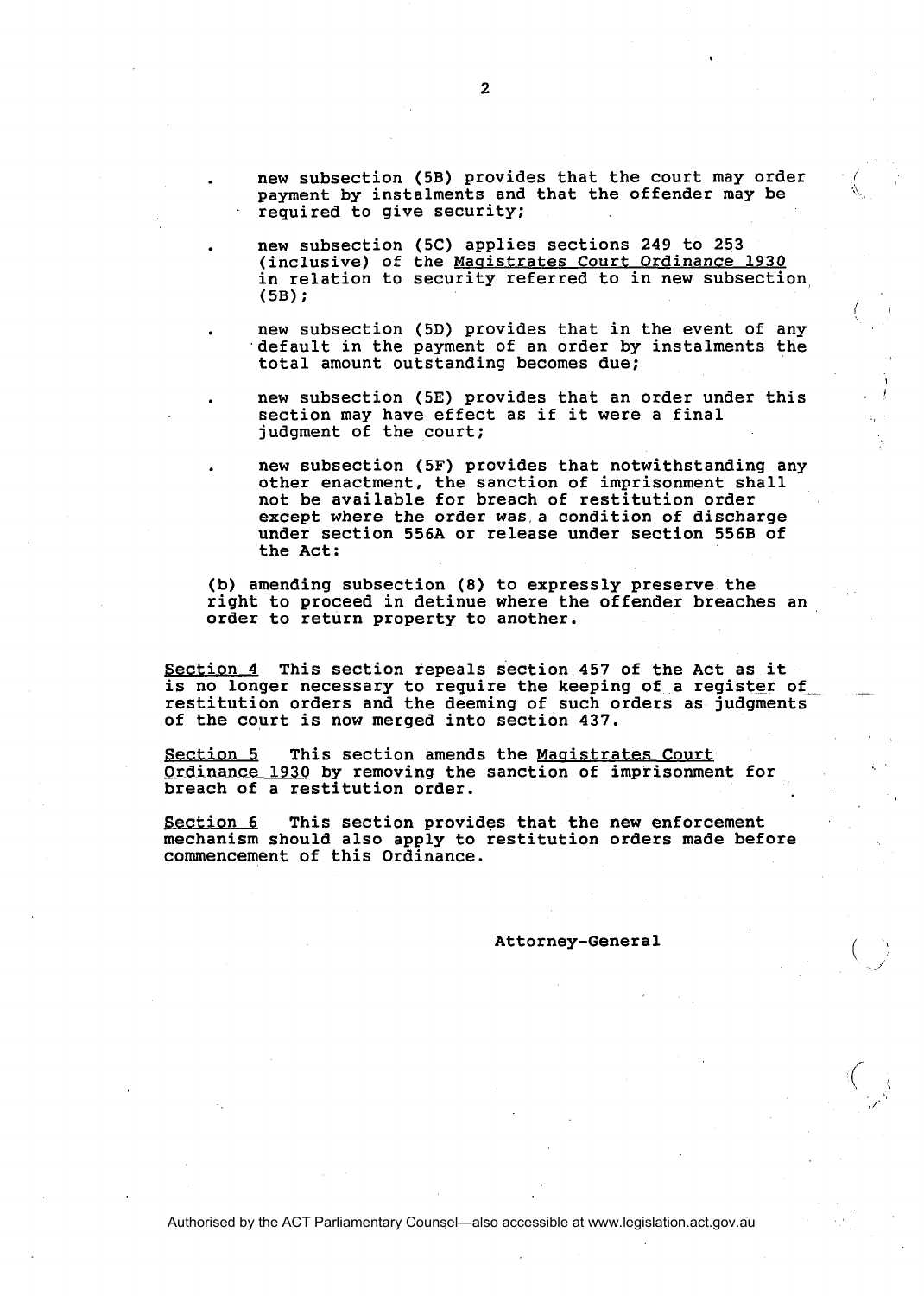- new subsection (5B) provides that the court may order payment by instalments and that the offender may be required to give security;
- new subsection (5C) applies sections 249 to 253 (inclusive) of the Magistrates Court Ordinance 1930 in relation to security referred to in new subsection (5B);
- new subsection (5D) provides that in the event of any default in the payment of an order by instalments the total amount outstanding becomes due;
- new subsection (5E) provides that an order under this section may have effect as if it were a final judgment of the court;
- new subsection (5F) provides that notwithstanding any other enactment, the sanction of imprisonment shall not be available for breach of restitution order except where the order was a condition of discharge under section 556A or release under section 556B of the Act:

(b) amending subsection (8) to expressly preserve the right to proceed in detinue where the offender breaches an order to return property to another.

Section 4 This section repeals section 457 of the Act as it is no longer necessary to require the keeping of a register of restitution orders and the deeming of such orders as judgments of the court is now merged into section 437.

Section 5 This section amends the Magistrates Court Ordinance 1930 by removing the sanction of imprisonment for breach of a restitution order.

Section 6 This section provides that the new enforcement mechanism should also apply to restitution orders made before commencement of this Ordinance.

**Attorney-General**

Authorised by the ACT Parliamentary Counsel—also accessible at www.legislation.act.gov.au